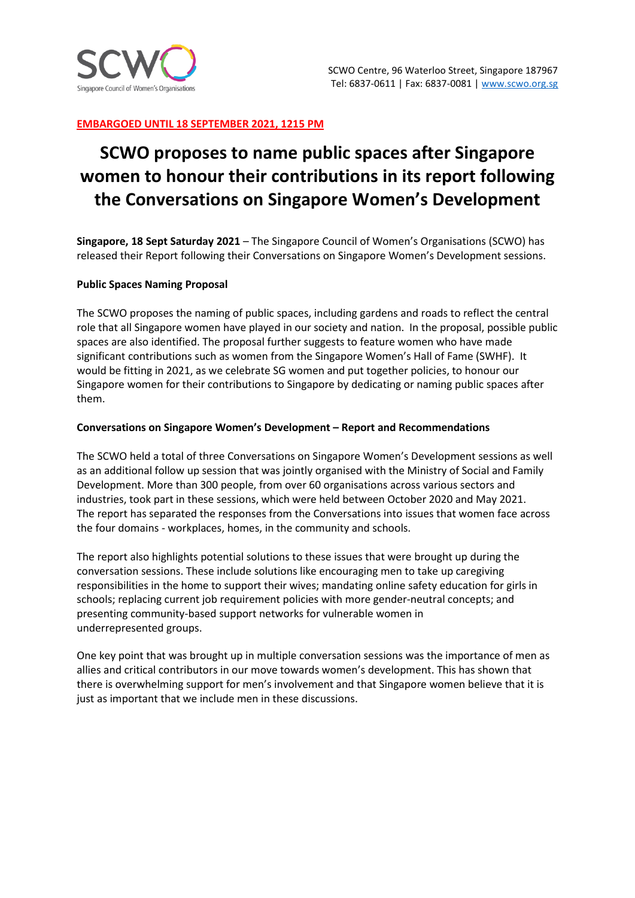SCWO
Singapore Council of Women's Organisations

SCWO Centre, 96 Waterloo Street, Singapore 187967
Tel: 6837-0611 | Fax: 6837-0081 | www.scwo.org.sg

**EMBARGOED UNTIL 18 SEPTEMBER 2021, 1215 PM**

# SCWO proposes to name public spaces after Singapore women to honour their contributions in its report following the Conversations on Singapore Women's Development

**Singapore, 18 Sept Saturday 2021** – The Singapore Council of Women's Organisations (SCWO) has released their Report following their Conversations on Singapore Women's Development sessions.

**Public Spaces Naming Proposal**

The SCWO proposes the naming of public spaces, including gardens and roads to reflect the central role that all Singapore women have played in our society and nation. In the proposal, possible public spaces are also identified. The proposal further suggests to feature women who have made significant contributions such as women from the Singapore Women's Hall of Fame (SWHF). It would be fitting in 2021, as we celebrate SG women and put together policies, to honour our Singapore women for their contributions to Singapore by dedicating or naming public spaces after them.

**Conversations on Singapore Women's Development – Report and Recommendations**

The SCWO held a total of three Conversations on Singapore Women's Development sessions as well as an additional follow up session that was jointly organised with the Ministry of Social and Family Development. More than 300 people, from over 60 organisations across various sectors and industries, took part in these sessions, which were held between October 2020 and May 2021. The report has separated the responses from the Conversations into issues that women face across the four domains - workplaces, homes, in the community and schools.

The report also highlights potential solutions to these issues that were brought up during the conversation sessions. These include solutions like encouraging men to take up caregiving responsibilities in the home to support their wives; mandating online safety education for girls in schools; replacing current job requirement policies with more gender-neutral concepts; and presenting community-based support networks for vulnerable women in underrepresented groups.

One key point that was brought up in multiple conversation sessions was the importance of men as allies and critical contributors in our move towards women's development. This has shown that there is overwhelming support for men's involvement and that Singapore women believe that it is just as important that we include men in these discussions.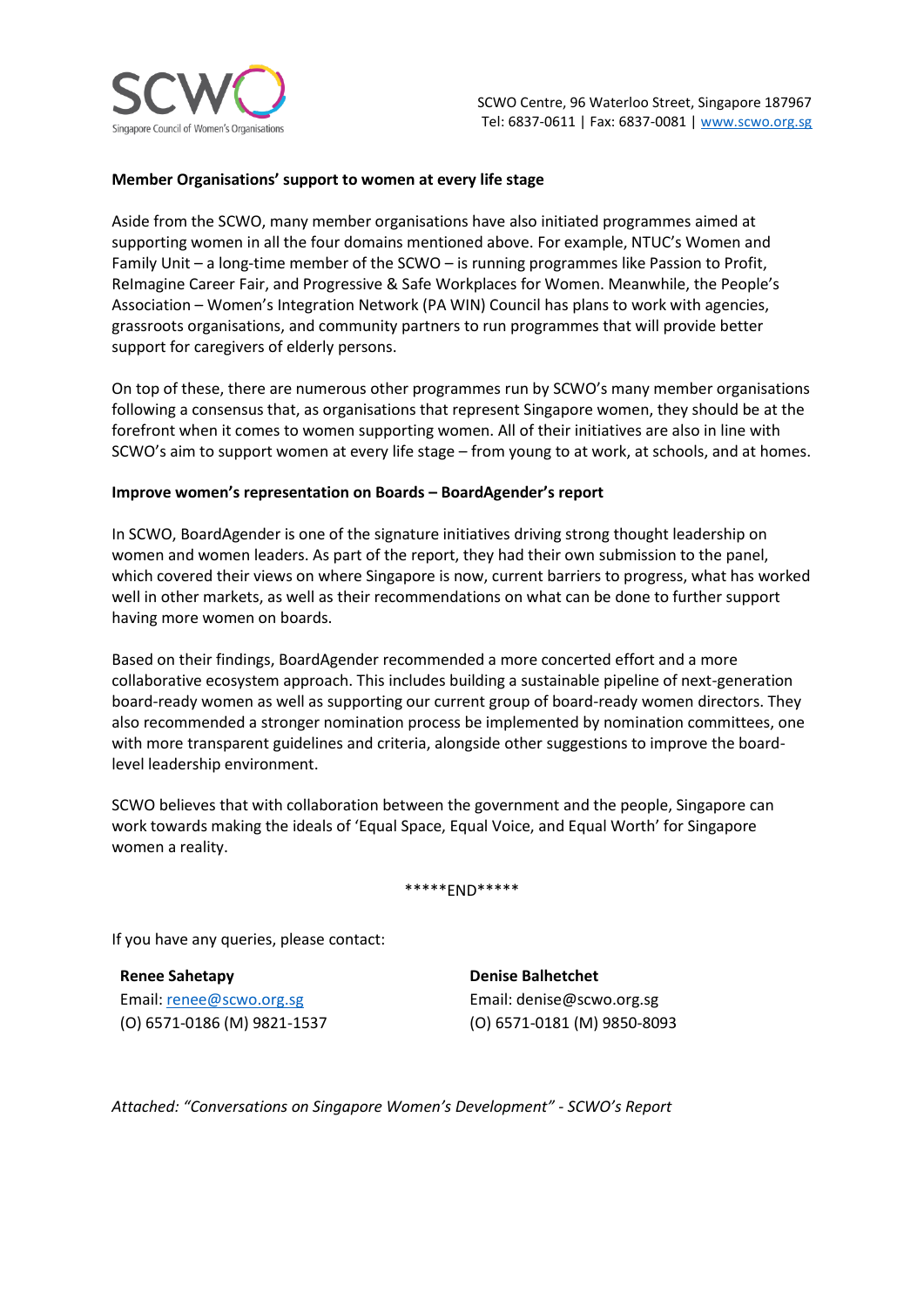**Member Organisations' support to women at every life stage**

Aside from the SCWO, many member organisations have also initiated programmes aimed at supporting women in all the four domains mentioned above. For example, NTUC's Women and Family Unit – a long-time member of the SCWO – is running programmes like Passion to Profit, ReImagine Career Fair, and Progressive & Safe Workplaces for Women. Meanwhile, the People's Association – Women's Integration Network (PA WIN) Council has plans to work with agencies, grassroots organisations, and community partners to run programmes that will provide better support for caregivers of elderly persons.

On top of these, there are numerous other programmes run by SCWO's many member organisations following a consensus that, as organisations that represent Singapore women, they should be at the forefront when it comes to women supporting women. All of their initiatives are also in line with SCWO's aim to support women at every life stage – from young to at work, at schools, and at homes.

**Improve women's representation on Boards – BoardAgender's report**

In SCWO, BoardAgender is one of the signature initiatives driving strong thought leadership on women and women leaders. As part of the report, they had their own submission to the panel, which covered their views on where Singapore is now, current barriers to progress, what has worked well in other markets, as well as their recommendations on what can be done to further support having more women on boards.

Based on their findings, BoardAgender recommended a more concerted effort and a more collaborative ecosystem approach. This includes building a sustainable pipeline of next-generation board-ready women as well as supporting our current group of board-ready women directors. They also recommended a stronger nomination process be implemented by nomination committees, one with more transparent guidelines and criteria, alongside other suggestions to improve the board-level leadership environment.

SCWO believes that with collaboration between the government and the people, Singapore can work towards making the ideals of 'Equal Space, Equal Voice, and Equal Worth' for Singapore women a reality.

*****END*****

If you have any queries, please contact:

**Renee Sahetapy**
Email: renee@scwo.org.sg
(O) 6571-0186 (M) 9821-1537

**Denise Balhetchet**
Email: denise@scwo.org.sg
(O) 6571-0181 (M) 9850-8093

*Attached: "Conversations on Singapore Women's Development" - SCWO's Report*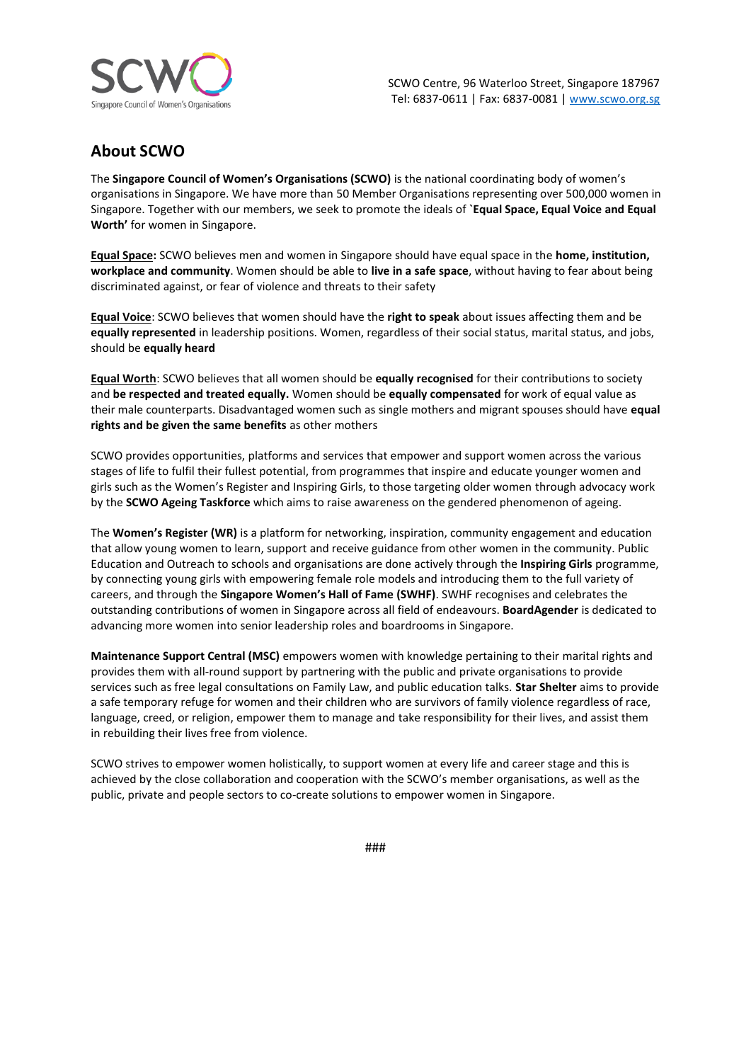SCWO Centre, 96 Waterloo Street, Singapore 187967
Tel: 6837-0611 | Fax: 6837-0081 | www.scwo.org.sg

## About SCWO

The **Singapore Council of Women's Organisations (SCWO)** is the national coordinating body of women's organisations in Singapore. We have more than 50 Member Organisations representing over 500,000 women in Singapore. Together with our members, we seek to promote the ideals of **`Equal Space, Equal Voice and Equal Worth'** for women in Singapore.

**Equal Space:** SCWO believes men and women in Singapore should have equal space in the **home, institution, workplace and community**. Women should be able to **live in a safe space**, without having to fear about being discriminated against, or fear of violence and threats to their safety

**Equal Voice**: SCWO believes that women should have the **right to speak** about issues affecting them and be **equally represented** in leadership positions. Women, regardless of their social status, marital status, and jobs, should be **equally heard**

**Equal Worth**: SCWO believes that all women should be **equally recognised** for their contributions to society and **be respected and treated equally.** Women should be **equally compensated** for work of equal value as their male counterparts. Disadvantaged women such as single mothers and migrant spouses should have **equal rights and be given the same benefits** as other mothers

SCWO provides opportunities, platforms and services that empower and support women across the various stages of life to fulfil their fullest potential, from programmes that inspire and educate younger women and girls such as the Women's Register and Inspiring Girls, to those targeting older women through advocacy work by the **SCWO Ageing Taskforce** which aims to raise awareness on the gendered phenomenon of ageing.

The **Women's Register (WR)** is a platform for networking, inspiration, community engagement and education that allow young women to learn, support and receive guidance from other women in the community. Public Education and Outreach to schools and organisations are done actively through the **Inspiring Girls** programme, by connecting young girls with empowering female role models and introducing them to the full variety of careers, and through the **Singapore Women's Hall of Fame (SWHF)**. SWHF recognises and celebrates the outstanding contributions of women in Singapore across all field of endeavours. **BoardAgender** is dedicated to advancing more women into senior leadership roles and boardrooms in Singapore.

**Maintenance Support Central (MSC)** empowers women with knowledge pertaining to their marital rights and provides them with all-round support by partnering with the public and private organisations to provide services such as free legal consultations on Family Law, and public education talks. **Star Shelter** aims to provide a safe temporary refuge for women and their children who are survivors of family violence regardless of race, language, creed, or religion, empower them to manage and take responsibility for their lives, and assist them in rebuilding their lives free from violence.

SCWO strives to empower women holistically, to support women at every life and career stage and this is achieved by the close collaboration and cooperation with the SCWO's member organisations, as well as the public, private and people sectors to co-create solutions to empower women in Singapore.

###